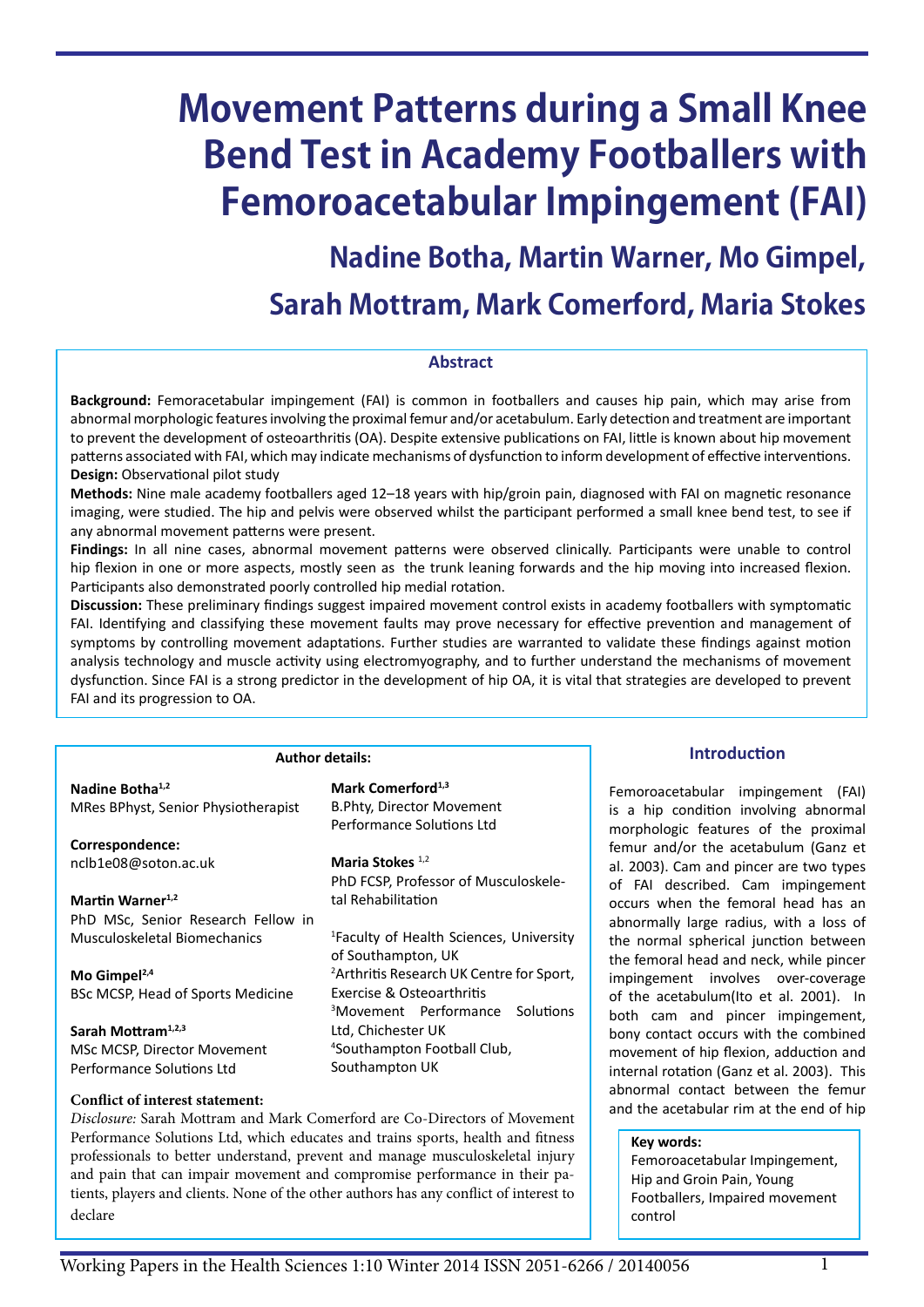# Movement Patterns during a Small Knee Bend Test in Academy Footballers with Femoroacetabular Impingement (FAI)

## Nadine Botha, Martin Warner, Mo Gimpel, Sarah Mottram, Mark Comerford, Maria Stokes

### Abstract

**Background:** Femoracetabular impingement (FAI) is common in footballers and causes hip pain, which may arise from abnormal morphologic features involving the proximal femur and/or acetabulum. Early detection and treatment are important to prevent the development of osteoarthritis (OA). Despite extensive publications on FAI, little is known about hip movement patterns associated with FAI, which may indicate mechanisms of dysfunction to inform development of effective interventions.

**Design:** Observational pilot study

**Methods:** Nine male academy footballers aged 12–18 years with hip/groin pain, diagnosed with FAI on magnetic resonance imaging, were studied. The hip and pelvis were observed whilst the participant performed a small knee bend test, to see if any abnormal movement patterns were present.

**Findings:** In all nine cases, abnormal movement patterns were observed clinically. Participants were unable to control hip flexion in one or more aspects, mostly seen as the trunk leaning forwards and the hip moving into increased flexion. Participants also demonstrated poorly controlled hip medial rotation.

**Discussion:** These preliminary findings suggest impaired movement control exists in academy footballers with symptomatic FAI. Identifying and classifying these movement faults may prove necessary for effective prevention and management of symptoms by controlling movement adaptations. Further studies are warranted to validate these findings against motion analysis technology and muscle activity using electromyography, and to further understand the mechanisms of movement dysfunction. Since FAI is a strong predictor in the development of hip OA, it is vital that strategies are developed to prevent FAI and its progression to OA.

### Author details:

**Nadine Botha[1,2]**
MRes BPhyst, Senior Physiotherapist

**Correspondence:**
nclb1e08@soton.ac.uk

**Martin Warner[1,2]**
PhD MSc, Senior Research Fellow in Musculoskeletal Biomechanics

**Mo Gimpel[2,4]**
BSc MCSP, Head of Sports Medicine

**Sarah Mottram[1,2,3]**
MSc MCSP, Director Movement Performance Solutions Ltd

**Mark Comerford[1,3]**
B.Phty, Director Movement Performance Solutions Ltd

**Maria Stokes [1,2]**
PhD FCSP, Professor of Musculoskeletal Rehabilitation

[1]Faculty of Health Sciences, University of Southampton, UK
[2]Arthritis Research UK Centre for Sport, Exercise & Osteoarthritis
[3]Movement Performance Solutions Ltd, Chichester UK
[4]Southampton Football Club, Southampton UK

**Conflict of interest statement:**
*Disclosure:* Sarah Mottram and Mark Comerford are Co-Directors of Movement Performance Solutions Ltd, which educates and trains sports, health and fitness professionals to better understand, prevent and manage musculoskeletal injury and pain that can impair movement and compromise performance in their patients, players and clients. None of the other authors has any conflict of interest to declare

**Key words:**
Femoroacetabular Impingement, Hip and Groin Pain, Young Footballers, Impaired movement control

### Introduction

Femoroacetabular impingement (FAI) is a hip condition involving abnormal morphologic features of the proximal femur and/or the acetabulum (Ganz et al. 2003). Cam and pincer are two types of FAI described. Cam impingement occurs when the femoral head has an abnormally large radius, with a loss of the normal spherical junction between the femoral head and neck, while pincer impingement involves over-coverage of the acetabulum(Ito et al. 2001). In both cam and pincer impingement, bony contact occurs with the combined movement of hip flexion, adduction and internal rotation (Ganz et al. 2003). This abnormal contact between the femur and the acetabular rim at the end of hip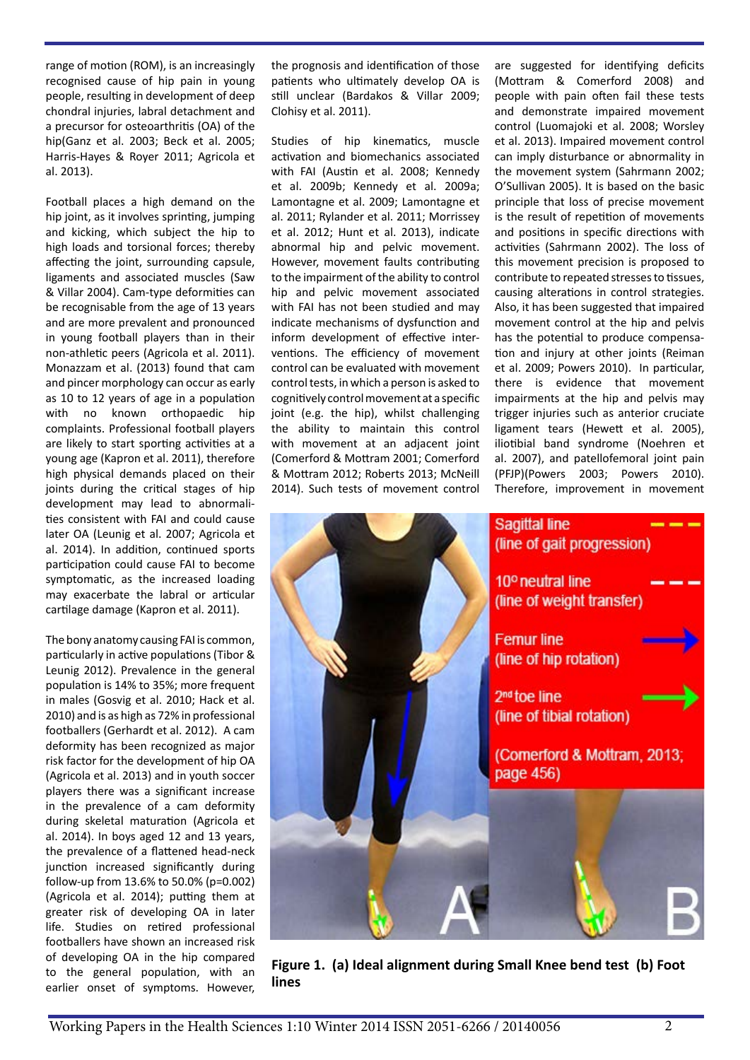range of motion (ROM), is an increasingly recognised cause of hip pain in young people, resulting in development of deep chondral injuries, labral detachment and a precursor for osteoarthritis (OA) of the hip(Ganz et al. 2003; Beck et al. 2005; Harris-Hayes & Royer 2011; Agricola et al. 2013).

Football places a high demand on the hip joint, as it involves sprinting, jumping and kicking, which subject the hip to high loads and torsional forces; thereby affecting the joint, surrounding capsule, ligaments and associated muscles (Saw & Villar 2004). Cam-type deformities can be recognisable from the age of 13 years and are more prevalent and pronounced in young football players than in their non-athletic peers (Agricola et al. 2011). Monazzam et al. (2013) found that cam and pincer morphology can occur as early as 10 to 12 years of age in a population with no known orthopaedic hip complaints. Professional football players are likely to start sporting activities at a young age (Kapron et al. 2011), therefore high physical demands placed on their joints during the critical stages of hip development may lead to abnormalities consistent with FAI and could cause later OA (Leunig et al. 2007; Agricola et al. 2014). In addition, continued sports participation could cause FAI to become symptomatic, as the increased loading may exacerbate the labral or articular cartilage damage (Kapron et al. 2011).

The bony anatomy causing FAI is common, particularly in active populations (Tibor & Leunig 2012). Prevalence in the general population is 14% to 35%; more frequent in males (Gosvig et al. 2010; Hack et al. 2010) and is as high as 72% in professional footballers (Gerhardt et al. 2012). A cam deformity has been recognized as major risk factor for the development of hip OA (Agricola et al. 2013) and in youth soccer players there was a significant increase in the prevalence of a cam deformity during skeletal maturation (Agricola et al. 2014). In boys aged 12 and 13 years, the prevalence of a flattened head-neck junction increased significantly during follow-up from 13.6% to 50.0% (p=0.002) (Agricola et al. 2014); putting them at greater risk of developing OA in later life. Studies on retired professional footballers have shown an increased risk of developing OA in the hip compared to the general population, with an earlier onset of symptoms. However, the prognosis and identification of those patients who ultimately develop OA is still unclear (Bardakos & Villar 2009; Clohisy et al. 2011).

Studies of hip kinematics, muscle activation and biomechanics associated with FAI (Austin et al. 2008; Kennedy et al. 2009b; Kennedy et al. 2009a; Lamontagne et al. 2009; Lamontagne et al. 2011; Rylander et al. 2011; Morrissey et al. 2012; Hunt et al. 2013), indicate abnormal hip and pelvic movement. However, movement faults contributing to the impairment of the ability to control hip and pelvic movement associated with FAI has not been studied and may indicate mechanisms of dysfunction and inform development of effective interventions. The efficiency of movement control can be evaluated with movement control tests, in which a person is asked to cognitively control movement at a specific joint (e.g. the hip), whilst challenging the ability to maintain this control with movement at an adjacent joint (Comerford & Mottram 2001; Comerford & Mottram 2012; Roberts 2013; McNeill 2014). Such tests of movement control are suggested for identifying deficits (Mottram & Comerford 2008) and people with pain often fail these tests and demonstrate impaired movement control (Luomajoki et al. 2008; Worsley et al. 2013). Impaired movement control can imply disturbance or abnormality in the movement system (Sahrmann 2002; O'Sullivan 2005). It is based on the basic principle that loss of precise movement is the result of repetition of movements and positions in specific directions with activities (Sahrmann 2002). The loss of this movement precision is proposed to contribute to repeated stresses to tissues, causing alterations in control strategies. Also, it has been suggested that impaired movement control at the hip and pelvis has the potential to produce compensation and injury at other joints (Reiman et al. 2009; Powers 2010). In particular, there is evidence that movement impairments at the hip and pelvis may trigger injuries such as anterior cruciate ligament tears (Hewett et al. 2005), iliotibial band syndrome (Noehren et al. 2007), and patellofemoral joint pain (PFJP)(Powers 2003; Powers 2010). Therefore, improvement in movement

**Figure 1. (a) Ideal alignment during Small Knee bend test (b) Foot lines**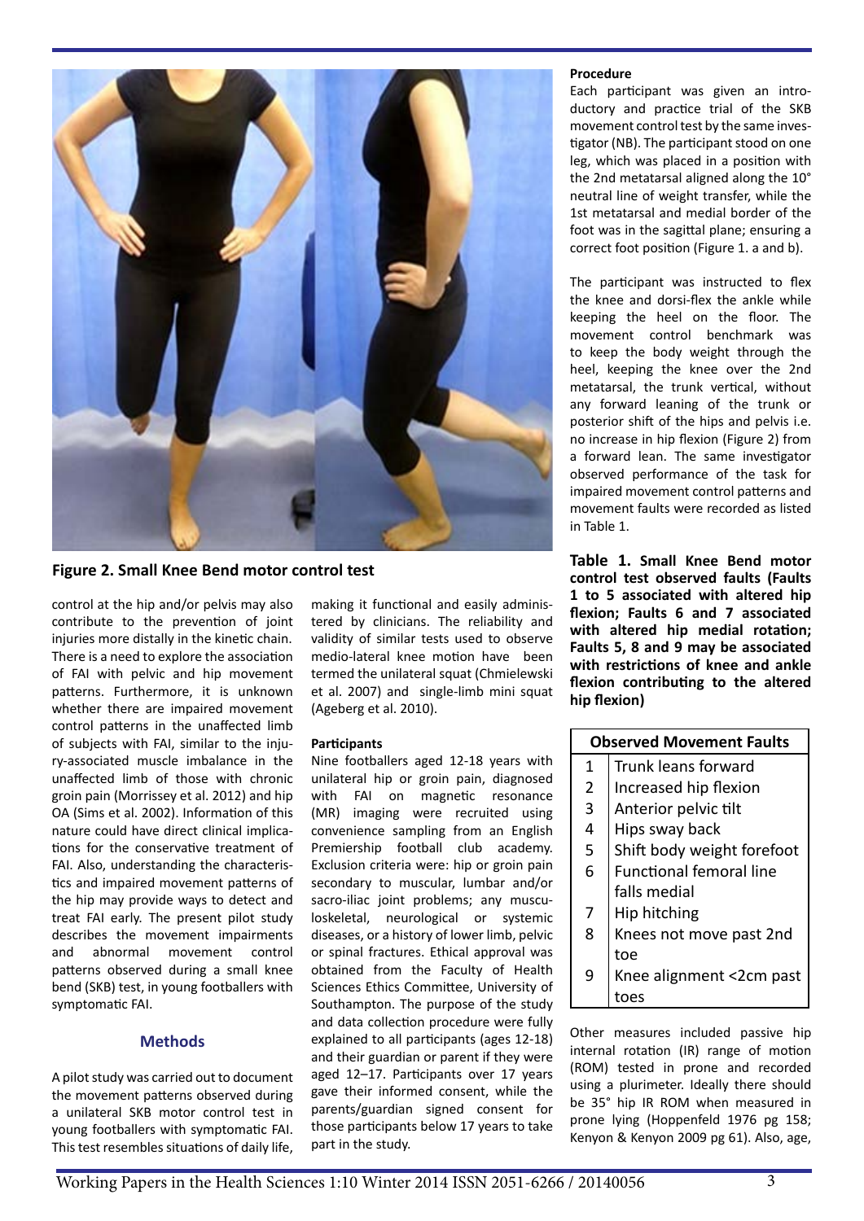**Figure 2. Small Knee Bend motor control test**

control at the hip and/or pelvis may also contribute to the prevention of joint injuries more distally in the kinetic chain. There is a need to explore the association of FAI with pelvic and hip movement patterns. Furthermore, it is unknown whether there are impaired movement control patterns in the unaffected limb of subjects with FAI, similar to the injury-associated muscle imbalance in the unaffected limb of those with chronic groin pain (Morrissey et al. 2012) and hip OA (Sims et al. 2002). Information of this nature could have direct clinical implications for the conservative treatment of FAI. Also, understanding the characteristics and impaired movement patterns of the hip may provide ways to detect and treat FAI early. The present pilot study describes the movement impairments and abnormal movement control patterns observed during a small knee bend (SKB) test, in young footballers with symptomatic FAI.

## Methods

A pilot study was carried out to document the movement patterns observed during a unilateral SKB motor control test in young footballers with symptomatic FAI. This test resembles situations of daily life, making it functional and easily administered by clinicians. The reliability and validity of similar tests used to observe medio-lateral knee motion have been termed the unilateral squat (Chmielewski et al. 2007) and single-limb mini squat (Ageberg et al. 2010).

### Participants

Nine footballers aged 12-18 years with unilateral hip or groin pain, diagnosed with FAI on magnetic resonance (MR) imaging were recruited using convenience sampling from an English Premiership football club academy. Exclusion criteria were: hip or groin pain secondary to muscular, lumbar and/or sacro-iliac joint problems; any musculoskeletal, neurological or systemic diseases, or a history of lower limb, pelvic or spinal fractures. Ethical approval was obtained from the Faculty of Health Sciences Ethics Committee, University of Southampton. The purpose of the study and data collection procedure were fully explained to all participants (ages 12-18) and their guardian or parent if they were aged 12–17. Participants over 17 years gave their informed consent, while the parents/guardian signed consent for those participants below 17 years to take part in the study.

### Procedure

Each participant was given an introductory and practice trial of the SKB movement control test by the same investigator (NB). The participant stood on one leg, which was placed in a position with the 2nd metatarsal aligned along the 10° neutral line of weight transfer, while the 1st metatarsal and medial border of the foot was in the sagittal plane; ensuring a correct foot position (Figure 1. a and b).

The participant was instructed to flex the knee and dorsi-flex the ankle while keeping the heel on the floor. The movement control benchmark was to keep the body weight through the heel, keeping the knee over the 2nd metatarsal, the trunk vertical, without any forward leaning of the trunk or posterior shift of the hips and pelvis i.e. no increase in hip flexion (Figure 2) from a forward lean. The same investigator observed performance of the task for impaired movement control patterns and movement faults were recorded as listed in Table 1.

**Table 1. Small Knee Bend motor control test observed faults (Faults 1 to 5 associated with altered hip flexion; Faults 6 and 7 associated with altered hip medial rotation; Faults 5, 8 and 9 may be associated with restrictions of knee and ankle flexion contributing to the altered hip flexion)**

| Observed Movement Faults | |
|---|---|
| 1 | Trunk leans forward |
| 2 | Increased hip flexion |
| 3 | Anterior pelvic tilt |
| 4 | Hips sway back |
| 5 | Shift body weight forefoot |
| 6 | Functional femoral line falls medial |
| 7 | Hip hitching |
| 8 | Knees not move past 2nd toe |
| 9 | Knee alignment <2cm past toes |

Other measures included passive hip internal rotation (IR) range of motion (ROM) tested in prone and recorded using a plurimeter. Ideally there should be 35° hip IR ROM when measured in prone lying (Hoppenfeld 1976 pg 158; Kenyon & Kenyon 2009 pg 61). Also, age,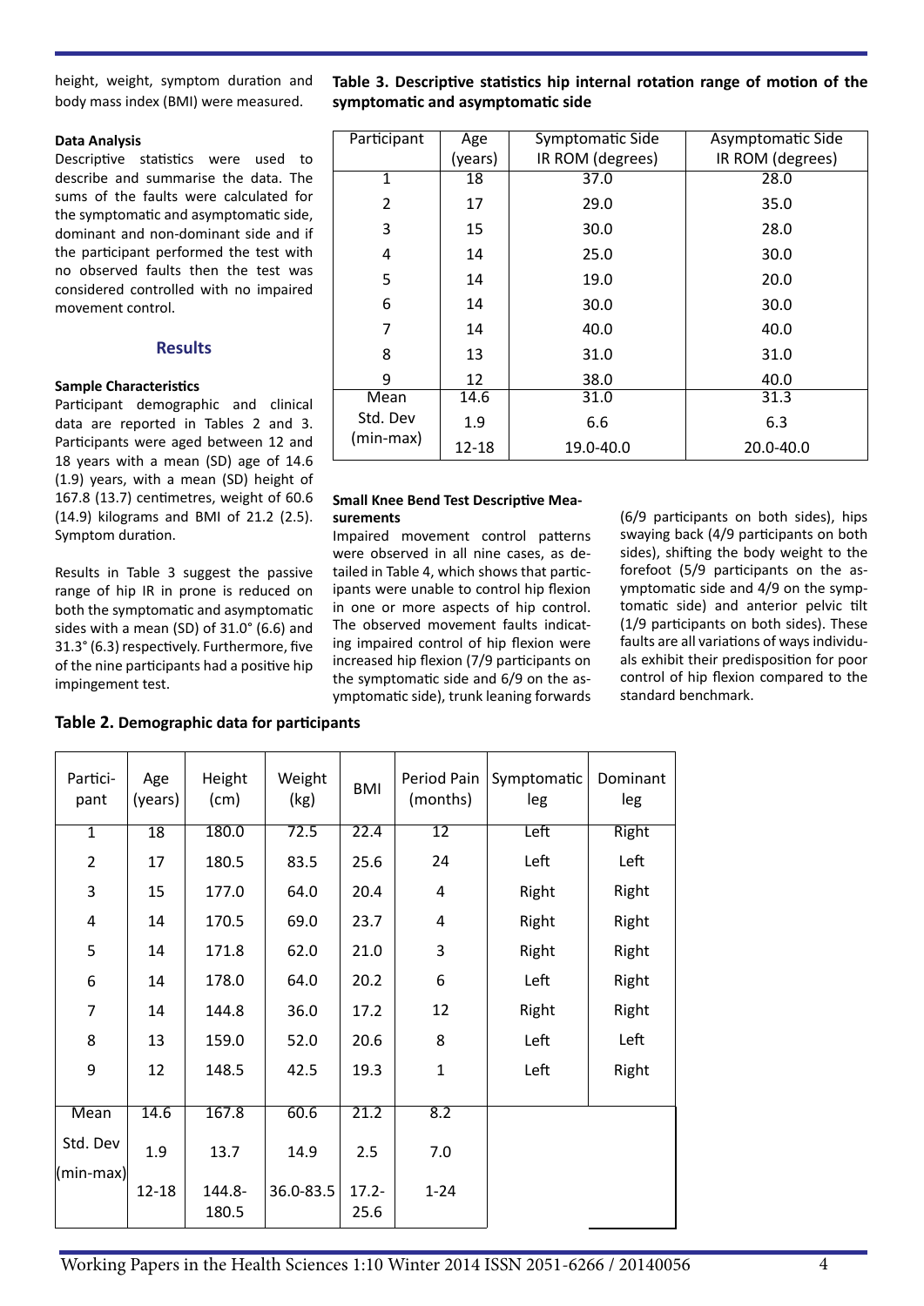height, weight, symptom duration and body mass index (BMI) were measured.

#### Data Analysis

Descriptive statistics were used to describe and summarise the data. The sums of the faults were calculated for the symptomatic and asymptomatic side, dominant and non-dominant side and if the participant performed the test with no observed faults then the test was considered controlled with no impaired movement control.

### Results

#### Sample Characteristics

Participant demographic and clinical data are reported in Tables 2 and 3. Participants were aged between 12 and 18 years with a mean (SD) age of 14.6 (1.9) years, with a mean (SD) height of 167.8 (13.7) centimetres, weight of 60.6 (14.9) kilograms and BMI of 21.2 (2.5). Symptom duration.

Results in Table 3 suggest the passive range of hip IR in prone is reduced on both the symptomatic and asymptomatic sides with a mean (SD) of 31.0° (6.6) and 31.3° (6.3) respectively. Furthermore, five of the nine participants had a positive hip impingement test.

**Table 3. Descriptive statistics hip internal rotation range of motion of the symptomatic and asymptomatic side**

| Participant | Age (years) | Symptomatic Side IR ROM (degrees) | Asymptomatic Side IR ROM (degrees) |
|---|---|---|---|
| 1 | 18 | 37.0 | 28.0 |
| 2 | 17 | 29.0 | 35.0 |
| 3 | 15 | 30.0 | 28.0 |
| 4 | 14 | 25.0 | 30.0 |
| 5 | 14 | 19.0 | 20.0 |
| 6 | 14 | 30.0 | 30.0 |
| 7 | 14 | 40.0 | 40.0 |
| 8 | 13 | 31.0 | 31.0 |
| 9 | 12 | 38.0 | 40.0 |
| Mean | 14.6 | 31.0 | 31.3 |
| Std. Dev | 1.9 | 6.6 | 6.3 |
| (min-max) | 12-18 | 19.0-40.0 | 20.0-40.0 |

#### Small Knee Bend Test Descriptive Measurements

Impaired movement control patterns were observed in all nine cases, as detailed in Table 4, which shows that participants were unable to control hip flexion in one or more aspects of hip control. The observed movement faults indicating impaired control of hip flexion were increased hip flexion (7/9 participants on the symptomatic side and 6/9 on the asymptomatic side), trunk leaning forwards (6/9 participants on both sides), hips swaying back (4/9 participants on both sides), shifting the body weight to the forefoot (5/9 participants on the asymptomatic side and 4/9 on the symptomatic side) and anterior pelvic tilt (1/9 participants on both sides). These faults are all variations of ways individuals exhibit their predisposition for poor control of hip flexion compared to the standard benchmark.

**Table 2. Demographic data for participants**

| Participant | Age (years) | Height (cm) | Weight (kg) | BMI | Period Pain (months) | Symptomatic leg | Dominant leg |
|---|---|---|---|---|---|---|---|
| 1 | 18 | 180.0 | 72.5 | 22.4 | 12 | Left | Right |
| 2 | 17 | 180.5 | 83.5 | 25.6 | 24 | Left | Left |
| 3 | 15 | 177.0 | 64.0 | 20.4 | 4 | Right | Right |
| 4 | 14 | 170.5 | 69.0 | 23.7 | 4 | Right | Right |
| 5 | 14 | 171.8 | 62.0 | 21.0 | 3 | Right | Right |
| 6 | 14 | 178.0 | 64.0 | 20.2 | 6 | Left | Right |
| 7 | 14 | 144.8 | 36.0 | 17.2 | 12 | Right | Right |
| 8 | 13 | 159.0 | 52.0 | 20.6 | 8 | Left | Left |
| 9 | 12 | 148.5 | 42.5 | 19.3 | 1 | Left | Right |
| Mean | 14.6 | 167.8 | 60.6 | 21.2 | 8.2 | | |
| Std. Dev | 1.9 | 13.7 | 14.9 | 2.5 | 7.0 | | |
| (min-max) | 12-18 | 144.8-180.5 | 36.0-83.5 | 17.2-25.6 | 1-24 | | |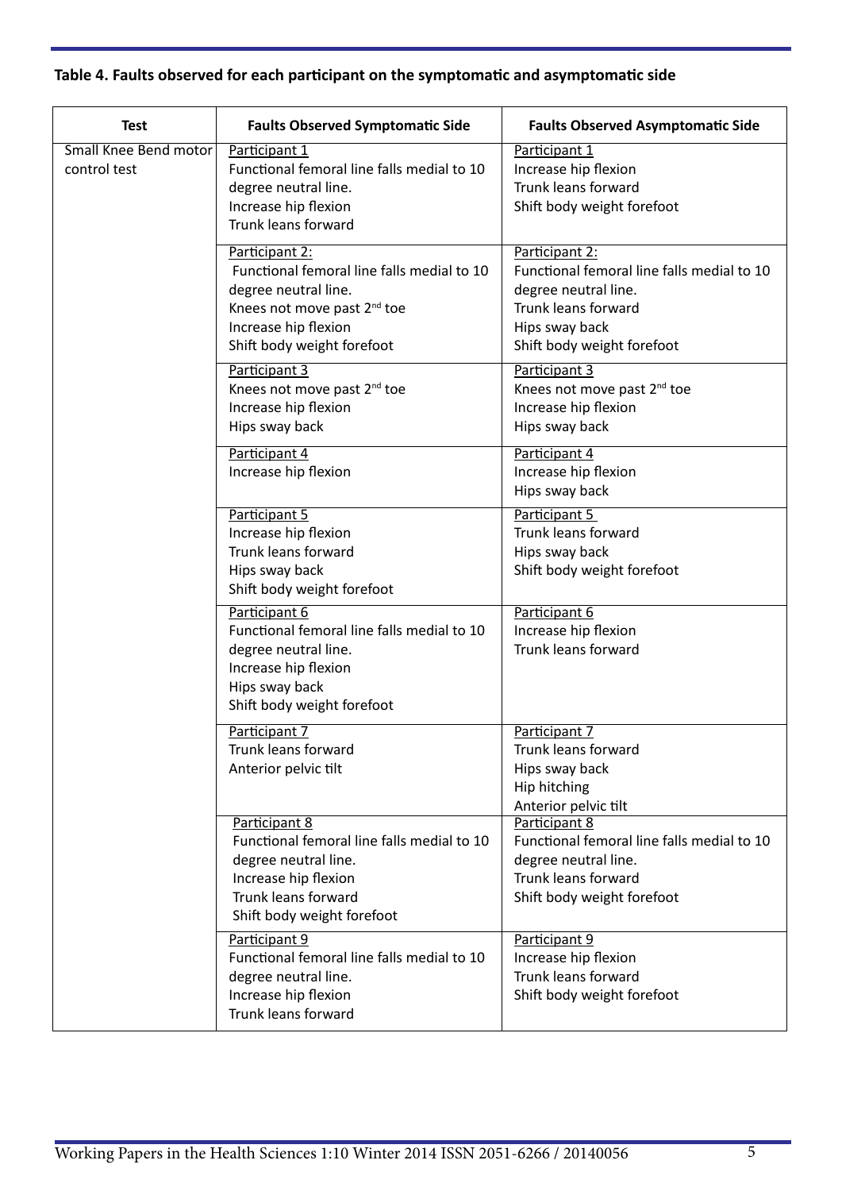**Table 4. Faults observed for each participant on the symptomatic and asymptomatic side**

| Test | Faults Observed Symptomatic Side | Faults Observed Asymptomatic Side |
|---|---|---|
| Small Knee Bend motor control test | Participant 1<br>Functional femoral line falls medial to 10 degree neutral line.<br>Increase hip flexion<br>Trunk leans forward | Participant 1<br>Increase hip flexion<br>Trunk leans forward<br>Shift body weight forefoot |
| | Participant 2:<br>Functional femoral line falls medial to 10 degree neutral line.<br>Knees not move past 2nd toe<br>Increase hip flexion<br>Shift body weight forefoot | Participant 2:<br>Functional femoral line falls medial to 10 degree neutral line.<br>Trunk leans forward<br>Hips sway back<br>Shift body weight forefoot |
| | Participant 3<br>Knees not move past 2nd toe<br>Increase hip flexion<br>Hips sway back | Participant 3<br>Knees not move past 2nd toe<br>Increase hip flexion<br>Hips sway back |
| | Participant 4<br>Increase hip flexion | Participant 4<br>Increase hip flexion<br>Hips sway back |
| | Participant 5<br>Increase hip flexion<br>Trunk leans forward<br>Hips sway back<br>Shift body weight forefoot | Participant 5<br>Trunk leans forward<br>Hips sway back<br>Shift body weight forefoot |
| | Participant 6<br>Functional femoral line falls medial to 10 degree neutral line.<br>Increase hip flexion<br>Hips sway back<br>Shift body weight forefoot | Participant 6<br>Increase hip flexion<br>Trunk leans forward |
| | Participant 7<br>Trunk leans forward<br>Anterior pelvic tilt | Participant 7<br>Trunk leans forward<br>Hips sway back<br>Hip hitching<br>Anterior pelvic tilt |
| | Participant 8<br>Functional femoral line falls medial to 10 degree neutral line.<br>Increase hip flexion<br>Trunk leans forward<br>Shift body weight forefoot | Participant 8<br>Functional femoral line falls medial to 10 degree neutral line.<br>Trunk leans forward<br>Shift body weight forefoot |
| | Participant 9<br>Functional femoral line falls medial to 10 degree neutral line.<br>Increase hip flexion<br>Trunk leans forward | Participant 9<br>Increase hip flexion<br>Trunk leans forward<br>Shift body weight forefoot |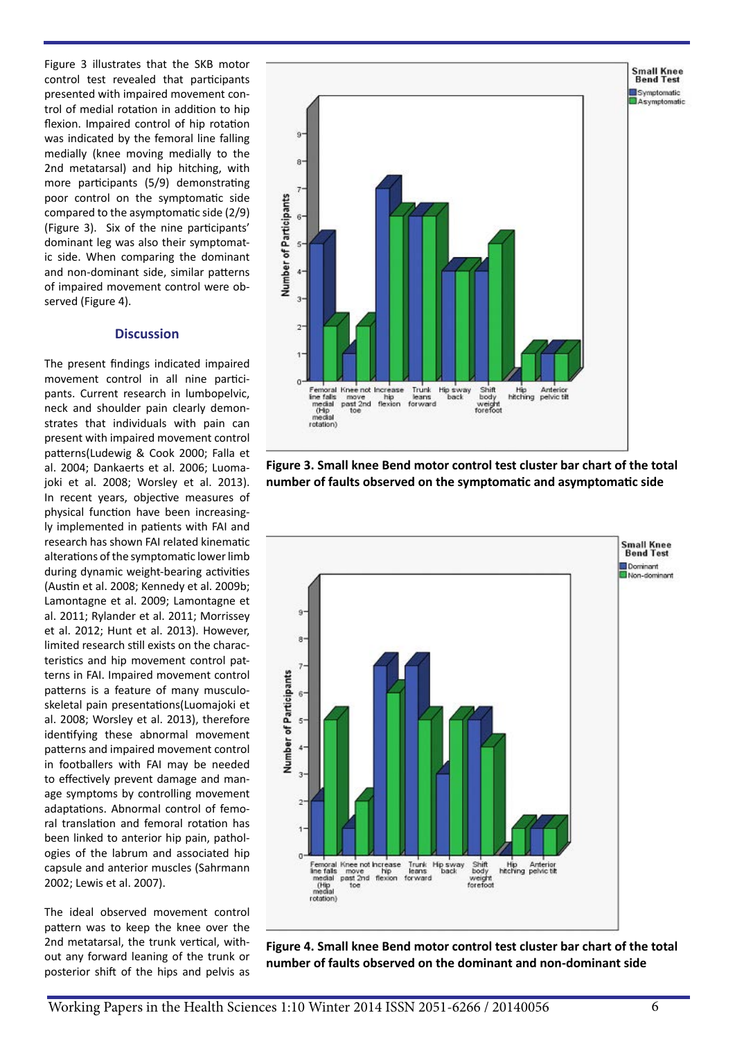Figure 3 illustrates that the SKB motor control test revealed that participants presented with impaired movement control of medial rotation in addition to hip flexion. Impaired control of hip rotation was indicated by the femoral line falling medially (knee moving medially to the 2nd metatarsal) and hip hitching, with more participants (5/9) demonstrating poor control on the symptomatic side compared to the asymptomatic side (2/9) (Figure 3). Six of the nine participants' dominant leg was also their symptomatic side. When comparing the dominant and non-dominant side, similar patterns of impaired movement control were observed (Figure 4).

**Figure 3. Small knee Bend motor control test cluster bar chart of the total number of faults observed on the symptomatic and asymptomatic side**

**Figure 4. Small knee Bend motor control test cluster bar chart of the total number of faults observed on the dominant and non-dominant side**

### Discussion

The present findings indicated impaired movement control in all nine participants. Current research in lumbopelvic, neck and shoulder pain clearly demonstrates that individuals with pain can present with impaired movement control patterns(Ludewig & Cook 2000; Falla et al. 2004; Dankaerts et al. 2006; Luomajoki et al. 2008; Worsley et al. 2013). In recent years, objective measures of physical function have been increasingly implemented in patients with FAI and research has shown FAI related kinematic alterations of the symptomatic lower limb during dynamic weight-bearing activities (Austin et al. 2008; Kennedy et al. 2009b; Lamontagne et al. 2009; Lamontagne et al. 2011; Rylander et al. 2011; Morrissey et al. 2012; Hunt et al. 2013). However, limited research still exists on the characteristics and hip movement control patterns in FAI. Impaired movement control patterns is a feature of many musculoskeletal pain presentations(Luomajoki et al. 2008; Worsley et al. 2013), therefore identifying these abnormal movement patterns and impaired movement control in footballers with FAI may be needed to effectively prevent damage and manage symptoms by controlling movement adaptations. Abnormal control of femoral translation and femoral rotation has been linked to anterior hip pain, pathologies of the labrum and associated hip capsule and anterior muscles (Sahrmann 2002; Lewis et al. 2007).

The ideal observed movement control pattern was to keep the knee over the 2nd metatarsal, the trunk vertical, without any forward leaning of the trunk or posterior shift of the hips and pelvis as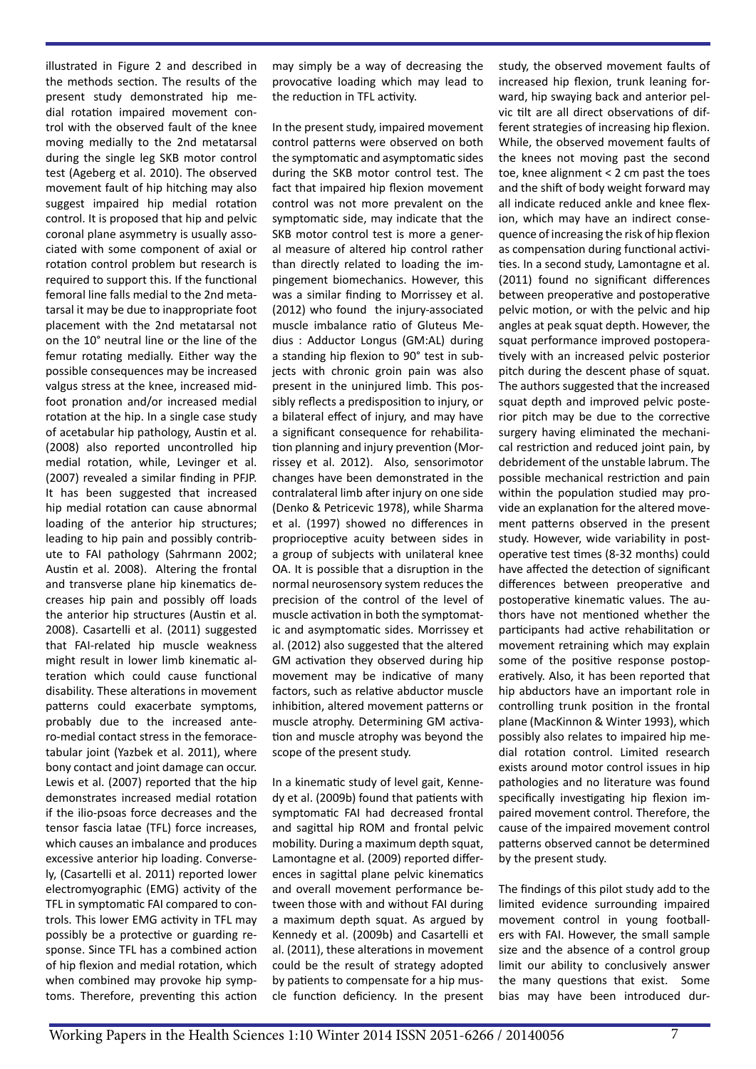illustrated in Figure 2 and described in the methods section. The results of the present study demonstrated hip medial rotation impaired movement control with the observed fault of the knee moving medially to the 2nd metatarsal during the single leg SKB motor control test (Ageberg et al. 2010). The observed movement fault of hip hitching may also suggest impaired hip medial rotation control. It is proposed that hip and pelvic coronal plane asymmetry is usually associated with some component of axial or rotation control problem but research is required to support this. If the functional femoral line falls medial to the 2nd metatarsal it may be due to inappropriate foot placement with the 2nd metatarsal not on the 10° neutral line or the line of the femur rotating medially. Either way the possible consequences may be increased valgus stress at the knee, increased midfoot pronation and/or increased medial rotation at the hip. In a single case study of acetabular hip pathology, Austin et al. (2008) also reported uncontrolled hip medial rotation, while, Levinger et al. (2007) revealed a similar finding in PFJP. It has been suggested that increased hip medial rotation can cause abnormal loading of the anterior hip structures; leading to hip pain and possibly contribute to FAI pathology (Sahrmann 2002; Austin et al. 2008). Altering the frontal and transverse plane hip kinematics decreases hip pain and possibly off loads the anterior hip structures (Austin et al. 2008). Casartelli et al. (2011) suggested that FAI-related hip muscle weakness might result in lower limb kinematic alteration which could cause functional disability. These alterations in movement patterns could exacerbate symptoms, probably due to the increased antero-medial contact stress in the femoroacetabular joint (Yazbek et al. 2011), where bony contact and joint damage can occur. Lewis et al. (2007) reported that the hip demonstrates increased medial rotation if the ilio-psoas force decreases and the tensor fascia latae (TFL) force increases, which causes an imbalance and produces excessive anterior hip loading. Conversely, (Casartelli et al. 2011) reported lower electromyographic (EMG) activity of the TFL in symptomatic FAI compared to controls. This lower EMG activity in TFL may possibly be a protective or guarding response. Since TFL has a combined action of hip flexion and medial rotation, which when combined may provoke hip symptoms. Therefore, preventing this action may simply be a way of decreasing the provocative loading which may lead to the reduction in TFL activity.

In the present study, impaired movement control patterns were observed on both the symptomatic and asymptomatic sides during the SKB motor control test. The fact that impaired hip flexion movement control was not more prevalent on the symptomatic side, may indicate that the SKB motor control test is more a general measure of altered hip control rather than directly related to loading the impingement biomechanics. However, this was a similar finding to Morrissey et al. (2012) who found the injury-associated muscle imbalance ratio of Gluteus Medius : Adductor Longus (GM:AL) during a standing hip flexion to 90° test in subjects with chronic groin pain was also present in the uninjured limb. This possibly reflects a predisposition to injury, or a bilateral effect of injury, and may have a significant consequence for rehabilitation planning and injury prevention (Morrissey et al. 2012). Also, sensorimotor changes have been demonstrated in the contralateral limb after injury on one side (Denko & Petricevic 1978), while Sharma et al. (1997) showed no differences in proprioceptive acuity between sides in a group of subjects with unilateral knee OA. It is possible that a disruption in the normal neurosensory system reduces the precision of the control of the level of muscle activation in both the symptomatic and asymptomatic sides. Morrissey et al. (2012) also suggested that the altered GM activation they observed during hip movement may be indicative of many factors, such as relative abductor muscle inhibition, altered movement patterns or muscle atrophy. Determining GM activation and muscle atrophy was beyond the scope of the present study.

In a kinematic study of level gait, Kennedy et al. (2009b) found that patients with symptomatic FAI had decreased frontal and sagittal hip ROM and frontal pelvic mobility. During a maximum depth squat, Lamontagne et al. (2009) reported differences in sagittal plane pelvic kinematics and overall movement performance between those with and without FAI during a maximum depth squat. As argued by Kennedy et al. (2009b) and Casartelli et al. (2011), these alterations in movement could be the result of strategy adopted by patients to compensate for a hip muscle function deficiency. In the present study, the observed movement faults of increased hip flexion, trunk leaning forward, hip swaying back and anterior pelvic tilt are all direct observations of different strategies of increasing hip flexion. While, the observed movement faults of the knees not moving past the second toe, knee alignment < 2 cm past the toes and the shift of body weight forward may all indicate reduced ankle and knee flexion, which may have an indirect consequence of increasing the risk of hip flexion as compensation during functional activities. In a second study, Lamontagne et al. (2011) found no significant differences between preoperative and postoperative pelvic motion, or with the pelvic and hip angles at peak squat depth. However, the squat performance improved postoperatively with an increased pelvic posterior pitch during the descent phase of squat. The authors suggested that the increased squat depth and improved pelvic posterior pitch may be due to the corrective surgery having eliminated the mechanical restriction and reduced joint pain, by debridement of the unstable labrum. The possible mechanical restriction and pain within the population studied may provide an explanation for the altered movement patterns observed in the present study. However, wide variability in postoperative test times (8-32 months) could have affected the detection of significant differences between preoperative and postoperative kinematic values. The authors have not mentioned whether the participants had active rehabilitation or movement retraining which may explain some of the positive response postoperatively. Also, it has been reported that hip abductors have an important role in controlling trunk position in the frontal plane (MacKinnon & Winter 1993), which possibly also relates to impaired hip medial rotation control. Limited research exists around motor control issues in hip pathologies and no literature was found specifically investigating hip flexion impaired movement control. Therefore, the cause of the impaired movement control patterns observed cannot be determined by the present study.

The findings of this pilot study add to the limited evidence surrounding impaired movement control in young footballers with FAI. However, the small sample size and the absence of a control group limit our ability to conclusively answer the many questions that exist. Some bias may have been introduced dur-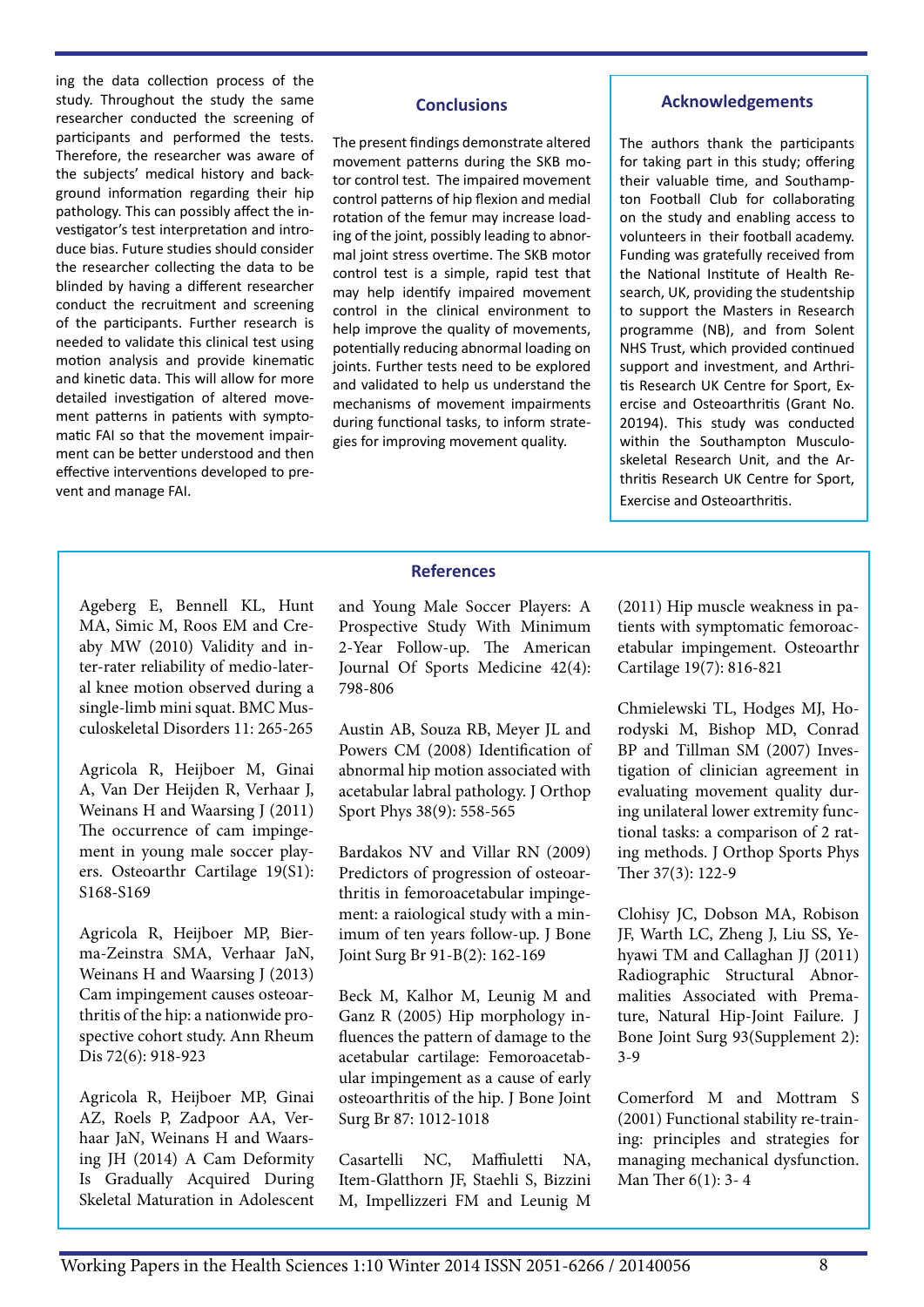ing the data collection process of the study. Throughout the study the same researcher conducted the screening of participants and performed the tests. Therefore, the researcher was aware of the subjects' medical history and background information regarding their hip pathology. This can possibly affect the investigator's test interpretation and introduce bias. Future studies should consider the researcher collecting the data to be blinded by having a different researcher conduct the recruitment and screening of the participants. Further research is needed to validate this clinical test using motion analysis and provide kinematic and kinetic data. This will allow for more detailed investigation of altered movement patterns in patients with symptomatic FAI so that the movement impairment can be better understood and then effective interventions developed to prevent and manage FAI.

## Conclusions

The present findings demonstrate altered movement patterns during the SKB motor control test. The impaired movement control patterns of hip flexion and medial rotation of the femur may increase loading of the joint, possibly leading to abnormal joint stress overtime. The SKB motor control test is a simple, rapid test that may help identify impaired movement control in the clinical environment to help improve the quality of movements, potentially reducing abnormal loading on joints. Further tests need to be explored and validated to help us understand the mechanisms of movement impairments during functional tasks, to inform strategies for improving movement quality.

## Acknowledgements

The authors thank the participants for taking part in this study; offering their valuable time, and Southampton Football Club for collaborating on the study and enabling access to volunteers in their football academy. Funding was gratefully received from the National Institute of Health Research, UK, providing the studentship to support the Masters in Research programme (NB), and from Solent NHS Trust, which provided continued support and investment, and Arthritis Research UK Centre for Sport, Exercise and Osteoarthritis (Grant No. 20194). This study was conducted within the Southampton Musculoskeletal Research Unit, and the Arthritis Research UK Centre for Sport, Exercise and Osteoarthritis.

## References

Ageberg E, Bennell KL, Hunt MA, Simic M, Roos EM and Creaby MW (2010) Validity and inter-rater reliability of medio-lateral knee motion observed during a single-limb mini squat. BMC Musculoskeletal Disorders 11: 265-265

Agricola R, Heijboer M, Ginai A, Van Der Heijden R, Verhaar J, Weinans H and Waarsing J (2011) The occurrence of cam impingement in young male soccer players. Osteoarthr Cartilage 19(S1): S168-S169

Agricola R, Heijboer MP, Bierma-Zeinstra SMA, Verhaar JaN, Weinans H and Waarsing J (2013) Cam impingement causes osteoarthritis of the hip: a nationwide prospective cohort study. Ann Rheum Dis 72(6): 918-923

Agricola R, Heijboer MP, Ginai AZ, Roels P, Zadpoor AA, Verhaar JaN, Weinans H and Waarsing JH (2014) A Cam Deformity Is Gradually Acquired During Skeletal Maturation in Adolescent and Young Male Soccer Players: A Prospective Study With Minimum 2-Year Follow-up. The American Journal Of Sports Medicine 42(4): 798-806

Austin AB, Souza RB, Meyer JL and Powers CM (2008) Identification of abnormal hip motion associated with acetabular labral pathology. J Orthop Sport Phys 38(9): 558-565

Bardakos NV and Villar RN (2009) Predictors of progression of osteoarthritis in femoroacetabular impingement: a raiological study with a minimum of ten years follow-up. J Bone Joint Surg Br 91-B(2): 162-169

Beck M, Kalhor M, Leunig M and Ganz R (2005) Hip morphology influences the pattern of damage to the acetabular cartilage: Femoroacetabular impingement as a cause of early osteoarthritis of the hip. J Bone Joint Surg Br 87: 1012-1018

Casartelli NC, Maffiuletti NA, Item-Glatthorn JF, Staehli S, Bizzini M, Impellizzeri FM and Leunig M (2011) Hip muscle weakness in patients with symptomatic femoroacetabular impingement. Osteoarthr Cartilage 19(7): 816-821

Chmielewski TL, Hodges MJ, Horodyski M, Bishop MD, Conrad BP and Tillman SM (2007) Investigation of clinician agreement in evaluating movement quality during unilateral lower extremity functional tasks: a comparison of 2 rating methods. J Orthop Sports Phys Ther 37(3): 122-9

Clohisy JC, Dobson MA, Robison JF, Warth LC, Zheng J, Liu SS, Yehyawi TM and Callaghan JJ (2011) Radiographic Structural Abnormalities Associated with Premature, Natural Hip-Joint Failure. J Bone Joint Surg 93(Supplement 2): 3-9

Comerford M and Mottram S (2001) Functional stability re-training: principles and strategies for managing mechanical dysfunction. Man Ther 6(1): 3- 4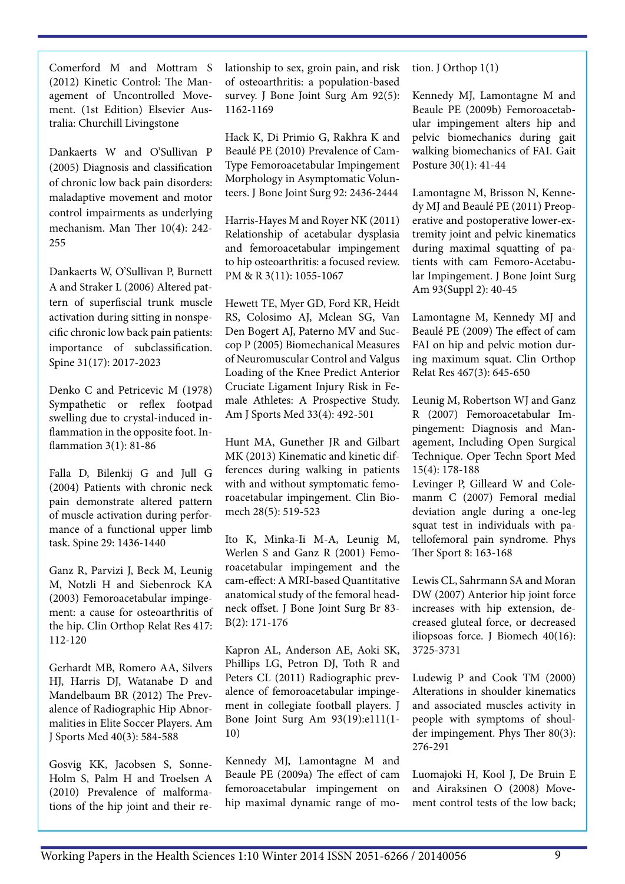Comerford M and Mottram S (2012) Kinetic Control: The Management of Uncontrolled Movement. (1st Edition) Elsevier Australia: Churchill Livingstone

Dankaerts W and O'Sullivan P (2005) Diagnosis and classification of chronic low back pain disorders: maladaptive movement and motor control impairments as underlying mechanism. Man Ther 10(4): 242-255

Dankaerts W, O'Sullivan P, Burnett A and Straker L (2006) Altered pattern of superfiscial trunk muscle activation during sitting in nonspecific chronic low back pain patients: importance of subclassification. Spine 31(17): 2017-2023

Denko C and Petricevic M (1978) Sympathetic or reflex footpad swelling due to crystal-induced inflammation in the opposite foot. Inflammation 3(1): 81-86

Falla D, Bilenkij G and Jull G (2004) Patients with chronic neck pain demonstrate altered pattern of muscle activation during performance of a functional upper limb task. Spine 29: 1436-1440

Ganz R, Parvizi J, Beck M, Leunig M, Notzli H and Siebenrock KA (2003) Femoroacetabular impingement: a cause for osteoarthritis of the hip. Clin Orthop Relat Res 417: 112-120

Gerhardt MB, Romero AA, Silvers HJ, Harris DJ, Watanabe D and Mandelbaum BR (2012) The Prevalence of Radiographic Hip Abnormalities in Elite Soccer Players. Am J Sports Med 40(3): 584-588

Gosvig KK, Jacobsen S, Sonne-Holm S, Palm H and Troelsen A (2010) Prevalence of malformations of the hip joint and their relationship to sex, groin pain, and risk of osteoarthritis: a population-based survey. J Bone Joint Surg Am 92(5): 1162-1169

Hack K, Di Primio G, Rakhra K and Beaulé PE (2010) Prevalence of Cam-Type Femoroacetabular Impingement Morphology in Asymptomatic Volunteers. J Bone Joint Surg 92: 2436-2444

Harris-Hayes M and Royer NK (2011) Relationship of acetabular dysplasia and femoroacetabular impingement to hip osteoarthritis: a focused review. PM & R 3(11): 1055-1067

Hewett TE, Myer GD, Ford KR, Heidt RS, Colosimo AJ, Mclean SG, Van Den Bogert AJ, Paterno MV and Succop P (2005) Biomechanical Measures of Neuromuscular Control and Valgus Loading of the Knee Predict Anterior Cruciate Ligament Injury Risk in Female Athletes: A Prospective Study. Am J Sports Med 33(4): 492-501

Hunt MA, Gunether JR and Gilbart MK (2013) Kinematic and kinetic differences during walking in patients with and without symptomatic femoroacetabular impingement. Clin Biomech 28(5): 519-523

Ito K, Minka-Ii M-A, Leunig M, Werlen S and Ganz R (2001) Femoroacetabular impingement and the cam-effect: A MRI-based Quantitative anatomical study of the femoral head-neck offset. J Bone Joint Surg Br 83-B(2): 171-176

Kapron AL, Anderson AE, Aoki SK, Phillips LG, Petron DJ, Toth R and Peters CL (2011) Radiographic prevalence of femoroacetabular impingement in collegiate football players. J Bone Joint Surg Am 93(19):e111(1-10)

Kennedy MJ, Lamontagne M and Beaule PE (2009a) The effect of cam femoroacetabular impingement on hip maximal dynamic range of motion. J Orthop 1(1)

Kennedy MJ, Lamontagne M and Beaule PE (2009b) Femoroacetabular impingement alters hip and pelvic biomechanics during gait walking biomechanics of FAI. Gait Posture 30(1): 41-44

Lamontagne M, Brisson N, Kennedy MJ and Beaulé PE (2011) Preoperative and postoperative lower-extremity joint and pelvic kinematics during maximal squatting of patients with cam Femoro-Acetabular Impingement. J Bone Joint Surg Am 93(Suppl 2): 40-45

Lamontagne M, Kennedy MJ and Beaulé PE (2009) The effect of cam FAI on hip and pelvic motion during maximum squat. Clin Orthop Relat Res 467(3): 645-650

Leunig M, Robertson WJ and Ganz R (2007) Femoroacetabular Impingement: Diagnosis and Management, Including Open Surgical Technique. Oper Techn Sport Med 15(4): 178-188

Levinger P, Gilleard W and Colemanm C (2007) Femoral medial deviation angle during a one-leg squat test in individuals with patellofemoral pain syndrome. Phys Ther Sport 8: 163-168

Lewis CL, Sahrmann SA and Moran DW (2007) Anterior hip joint force increases with hip extension, decreased gluteal force, or decreased iliopsoas force. J Biomech 40(16): 3725-3731

Ludewig P and Cook TM (2000) Alterations in shoulder kinematics and associated muscles activity in people with symptoms of shoulder impingement. Phys Ther 80(3): 276-291

Luomajoki H, Kool J, De Bruin E and Airaksinen O (2008) Movement control tests of the low back;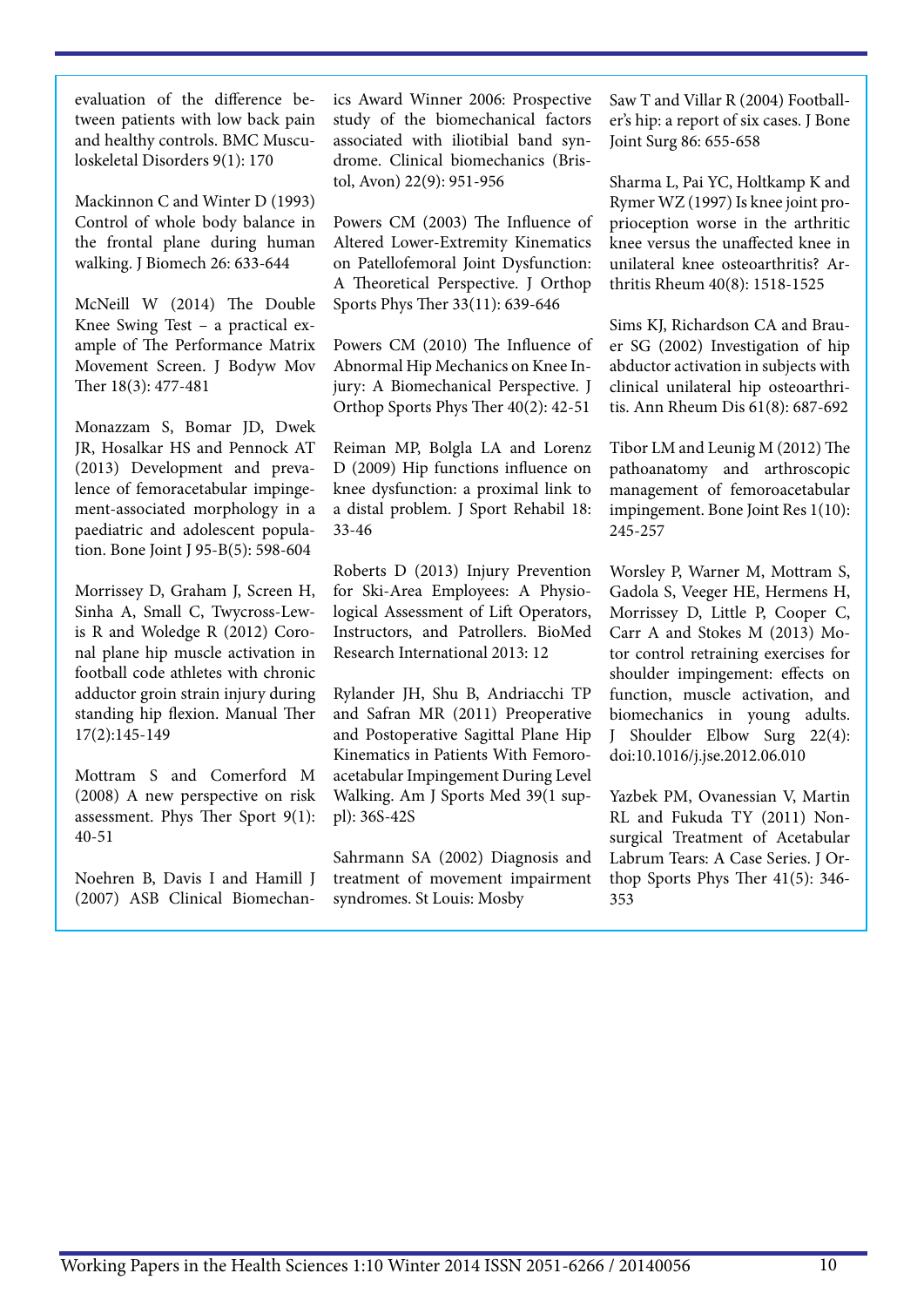evaluation of the difference between patients with low back pain and healthy controls. BMC Musculoskeletal Disorders 9(1): 170

Mackinnon C and Winter D (1993) Control of whole body balance in the frontal plane during human walking. J Biomech 26: 633-644

McNeill W (2014) The Double Knee Swing Test – a practical example of The Performance Matrix Movement Screen. J Bodyw Mov Ther 18(3): 477-481

Monazzam S, Bomar JD, Dwek JR, Hosalkar HS and Pennock AT (2013) Development and prevalence of femoracetabular impingement-associated morphology in a paediatric and adolescent population. Bone Joint J 95-B(5): 598-604

Morrissey D, Graham J, Screen H, Sinha A, Small C, Twycross-Lewis R and Woledge R (2012) Coronal plane hip muscle activation in football code athletes with chronic adductor groin strain injury during standing hip flexion. Manual Ther 17(2):145-149

Mottram S and Comerford M (2008) A new perspective on risk assessment. Phys Ther Sport 9(1): 40-51

Noehren B, Davis I and Hamill J (2007) ASB Clinical Biomechanics Award Winner 2006: Prospective study of the biomechanical factors associated with iliotibial band syndrome. Clinical biomechanics (Bristol, Avon) 22(9): 951-956

Powers CM (2003) The Influence of Altered Lower-Extremity Kinematics on Patellofemoral Joint Dysfunction: A Theoretical Perspective. J Orthop Sports Phys Ther 33(11): 639-646

Powers CM (2010) The Influence of Abnormal Hip Mechanics on Knee Injury: A Biomechanical Perspective. J Orthop Sports Phys Ther 40(2): 42-51

Reiman MP, Bolgla LA and Lorenz D (2009) Hip functions influence on knee dysfunction: a proximal link to a distal problem. J Sport Rehabil 18: 33-46

Roberts D (2013) Injury Prevention for Ski-Area Employees: A Physiological Assessment of Lift Operators, Instructors, and Patrollers. BioMed Research International 2013: 12

Rylander JH, Shu B, Andriacchi TP and Safran MR (2011) Preoperative and Postoperative Sagittal Plane Hip Kinematics in Patients With Femoroacetabular Impingement During Level Walking. Am J Sports Med 39(1 suppl): 36S-42S

Sahrmann SA (2002) Diagnosis and treatment of movement impairment syndromes. St Louis: Mosby

Saw T and Villar R (2004) Footballer's hip: a report of six cases. J Bone Joint Surg 86: 655-658

Sharma L, Pai YC, Holtkamp K and Rymer WZ (1997) Is knee joint proprioception worse in the arthritic knee versus the unaffected knee in unilateral knee osteoarthritis? Arthritis Rheum 40(8): 1518-1525

Sims KJ, Richardson CA and Brauer SG (2002) Investigation of hip abductor activation in subjects with clinical unilateral hip osteoarthritis. Ann Rheum Dis 61(8): 687-692

Tibor LM and Leunig M (2012) The pathoanatomy and arthroscopic management of femoroacetabular impingement. Bone Joint Res 1(10): 245-257

Worsley P, Warner M, Mottram S, Gadola S, Veeger HE, Hermens H, Morrissey D, Little P, Cooper C, Carr A and Stokes M (2013) Motor control retraining exercises for shoulder impingement: effects on function, muscle activation, and biomechanics in young adults. J Shoulder Elbow Surg 22(4): doi:10.1016/j.jse.2012.06.010

Yazbek PM, Ovanessian V, Martin RL and Fukuda TY (2011) Nonsurgical Treatment of Acetabular Labrum Tears: A Case Series. J Orthop Sports Phys Ther 41(5): 346-353